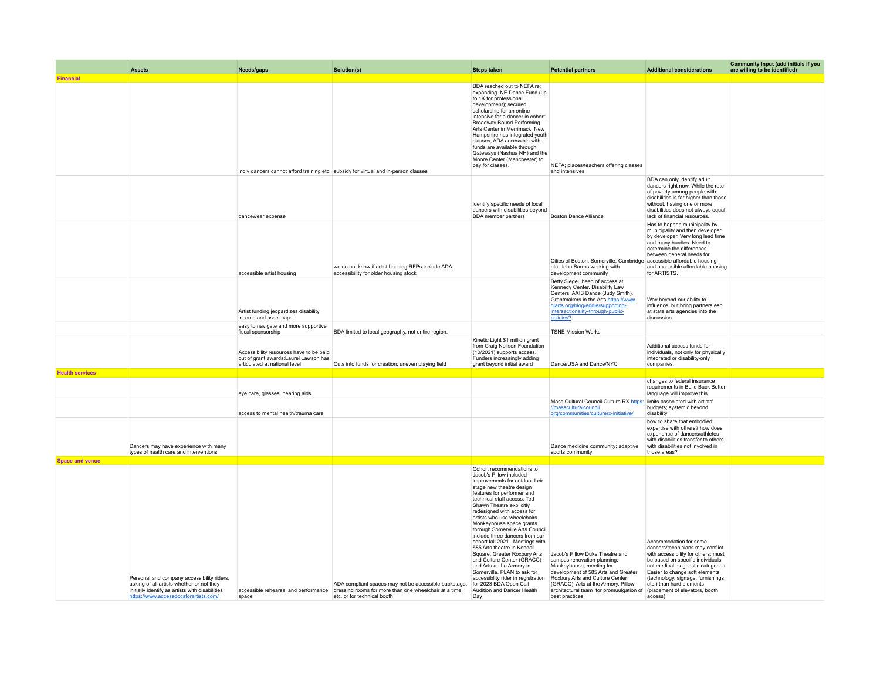| | Assets | Needs/gaps | Solution(s) | Steps taken | Potential partners | Additional considerations | Community Input (add initials if you are willing to be identified) |
|---|---|---|---|---|---|---|---|
| **Financial** | | | | | | | |
| | | indiv dancers cannot afford training etc. | subsidy for virtual and in-person classes | BDA reached out to NEFA re: expanding NE Dance Fund (up to 1K for professional development); secured scholarship for an online intensive for a dancer in cohort. Broadway Bound Performing Arts Center in Merrimack, New Hampshire has integrated youth classes, ADA accessible with funds are available through Gateways (Nashua NH) and the Moore Center (Manchester) to pay for classes. | NEFA; places/teachers offering classes and intensives | | |
| | | dancewear expense | | identify specific needs of local dancers with disabilities beyond BDA member partners | Boston Dance Alliance | BDA can only identify adult dancers right now. While the rate of poverty among people with disabilities is far higher than those without, having one or more disabilities does not always equal lack of financial resources. | |
| | | accessible artist housing | we do not know if artist housing RFPs include ADA accessibility for older housing stock | | Cities of Boston, Somerville, Cambridge etc. John Barros working with development community | Has to happen municipality by municipality and then developer by developer. Very long lead time and many hurdles. Need to determine the differences between general needs for accessible affordable housing and accessible affordable housing for ARTISTS. | |
| | | Artist funding jeopardizes disability income and asset caps | | | Betty Siegel, head of access at Kennedy Center. Disability Law Centers, AXIS Dance (Judy Smith), Grantmakers in the Arts https://www.giarts.org/blog/eddie/supporting-intersectionality-through-public-policies? | Way beyond our ability to influence, but bring partners esp at state arts agencies into the discussion | |
| | | easy to navigate and more supportive fiscal sponsorship | BDA limited to local geography, not entire region. | | TSNE Mission Works | | |
| | | Accessibility resources have to be paid out of grant awards:Laurel Lawson has articulated at national level | Cuts into funds for creation; uneven playing field | Kinetic Light $1 million grant from Craig Neilson Foundation (10/2021) supports access. Funders increasingly adding grant beyond initial award | Dance/USA and Dance/NYC | Additional access funds for individuals, not only for physically integrated or disability-only companies. | |
| **Health services** | | | | | | | |
| | | eye care, glasses, hearing aids | | | | changes to federal insurance requirements in Build Back Better language will improve this | |
| | | access to mental health/trauma care | | | Mass Cultural Council Culture RX https://massculturalcouncil.org/communities/culturerx-initiative/ | limits associated with artists' budgets; systemic beyond disability | |
| | Dancers may have experience with many types of health care and interventions | | | | Dance medicine community; adaptive sports community | how to share that embodied expertise with others? how does experience of dancers/athletes with disabilities transfer to others with disabilities not involved in those areas? | |
| **Space and venue** | | | | | | | |
| | Personal and company accessibility riders, asking of all artists whether or not they initially identify as artists with disabilities https://www.accessdocsforartists.com/ | accessible rehearsal and performance space | ADA compliant spaces may not be accessible backstage, dressing rooms for more than one wheelchair at a time etc. or for technical booth | Cohort recommendations to Jacob's Pillow included improvements for outdoor Leir stage new theatre design features for performer and technical staff access, Ted Shawn Theatre explicitly redesigned with access for artists who use wheelchairs. Monkeyhouse space grants through Somerville Arts Council include three dancers from our cohort fall 2021. Meetings with 585 Arts theatre in Kendall Square, Greater Roxbury Arts and Culture Center (GRACC) and Arts at the Armory in Somerville. PLAN to ask for accessibility rider in registration for 2023 BDA Open Call Audition and Dancer Health Day | Jacob's Pillow Duke Theatre and campus renovation planning; Monkeyhouse; meeting for development of 585 Arts and Greater Roxbury Arts and Culture Center (GRACC), Arts at the Armory. Pillow architectural team for promuulgation of best practices. | Accommodation for some dancers/technicians may conflict with accessibility for others; must be based on specific individuals not medical diagnostic categories. Easier to change soft elements (technology, signage, furnishings etc.) than hard elements (placement of elevators, booth access) | |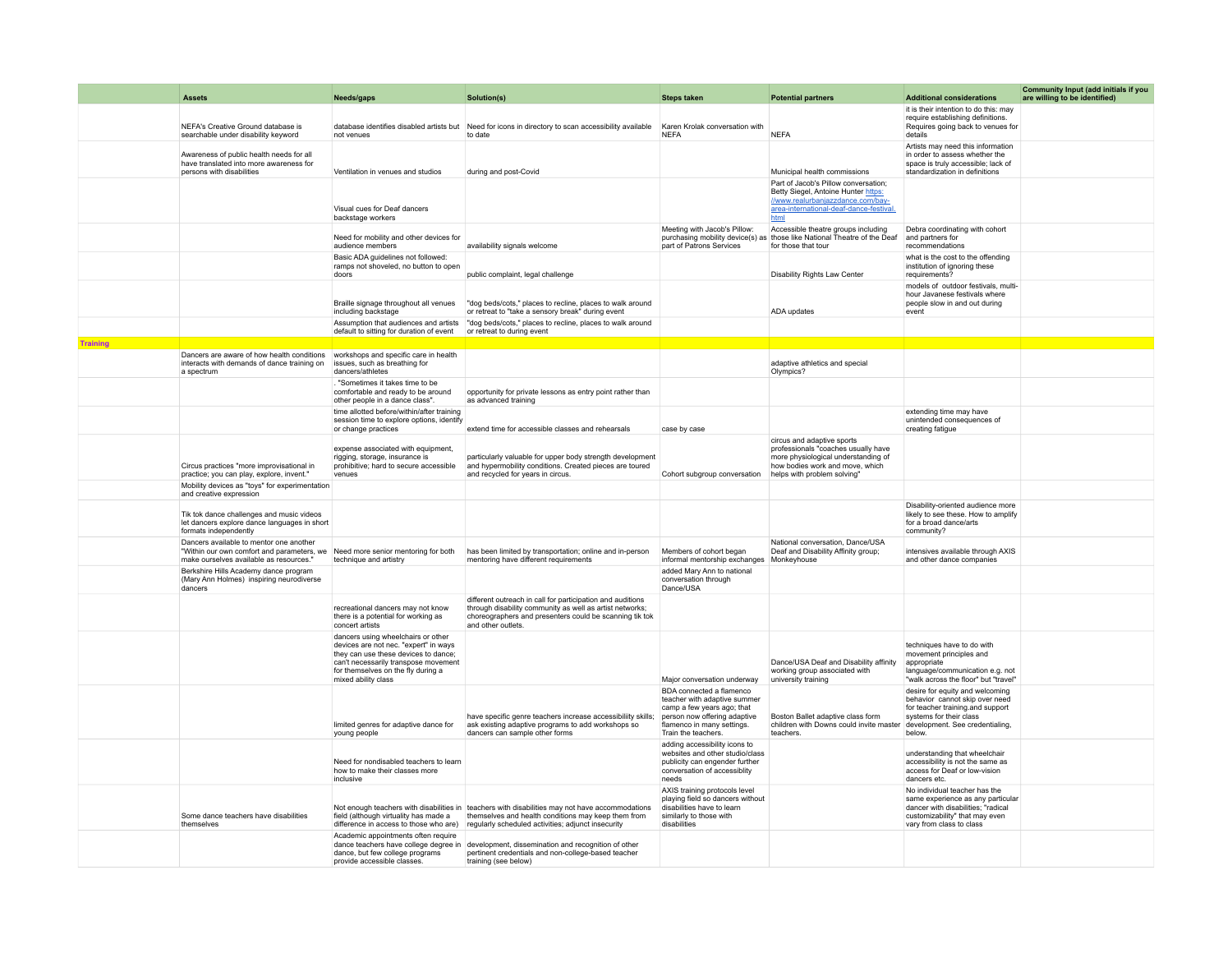| | Assets | Needs/gaps | Solution(s) | Steps taken | Potential partners | Additional considerations | Community Input (add initials if you are willing to be identified) |
|---|---|---|---|---|---|---|---|
| | NEFA's Creative Ground database is searchable under disability keyword | database identifies disabled artists but not venues | Need for icons in directory to scan accessibility available to date | Karen Krolak conversation with NEFA | NEFA | it is their intention to do this: may require establishing definitions. Requires going back to venues for details | |
| | Awareness of public health needs for all have translated into more awareness for persons with disabilities | Ventilation in venues and studios | during and post-Covid | | Municipal health commissions | Artists may need this information in order to assess whether the space is truly accessible; lack of standardization in definitions | |
| | | Visual cues for Deaf dancers backstage workers | | | Part of Jacob's Pillow conversation; Betty Siegel, Antoine Hunter https://www.realurbanjazzdance.com/bay-area-international-deaf-dance-festival.html | | |
| | | Need for mobility and other devices for audience members | availability signals welcome | Meeting with Jacob's Pillow: purchasing mobility device(s) as part of Patrons Services | Accessible theatre groups including those like National Theatre of the Deaf for those that tour | Debra coordinating with cohort and partners for recommendations | |
| | | Basic ADA guidelines not followed: ramps not shoveled, no button to open doors | public complaint, legal challenge | | Disability Rights Law Center | what is the cost to the offending institution of ignoring these requirements? | |
| | | Braille signage throughout all venues including backstage | "dog beds/cots," places to recline, places to walk around or retreat to "take a sensory break" during event | | ADA updates | models of outdoor festivals, multi-hour Javanese festivals where people slow in and out during event | |
| | | Assumption that audiences and artists default to sitting for duration of event | "dog beds/cots," places to recline, places to walk around or retreat to during event | | | | |
| **Training** | | | | | | | |
| | Dancers are aware of how health conditions interacts with demands of dance training on a spectrum | workshops and specific care in health issues, such as breathing for dancers/athletes | | | adaptive athletics and special Olympics? | | |
| | | . "Sometimes it takes time to be comfortable and ready to be around other people in a dance class". | opportunity for private lessons as entry point rather than as advanced training | | | | |
| | | time allotted before/within/after training session time to explore options, identify or change practices | extend time for accessible classes and rehearsals | case by case | | extending time may have unintended consequences of creating fatigue | |
| | Circus practices "more improvisational in practice; you can play, explore, invent." | expense associated with equipment, rigging, storage, insurance is prohibitive; hard to secure accessible venues | particularly valuable for upper body strength development and hypermobility conditions. Created pieces are toured and recycled for years in circus. | Cohort subgroup conversation | circus and adaptive sports professionals "coaches usually have more physiological understanding of how bodies work and move, which helps with problem solving" | | |
| | Mobility devices as "toys" for experimentation and creative expression | | | | | | |
| | Tik tok dance challenges and music videos let dancers explore dance languages in short formats independently | | | | | Disability-oriented audience more likely to see these. How to amplify for a broad dance/arts community? | |
| | Dancers available to mentor one another "Within our own comfort and parameters, we make ourselves available as resources." | Need more senior mentoring for both technique and artistry | has been limited by transportation; online and in-person mentoring have different requirements | Members of cohort began informal mentorship exchanges | National conversation, Dance/USA Deaf and Disability Affinity group; Monkeyhouse | intensives available through AXIS and other dance companies | |
| | Berkshire Hills Academy dance program (Mary Ann Holmes) inspiring neurodiverse dancers | | | added Mary Ann to national conversation through Dance/USA | | | |
| | | recreational dancers may not know there is a potential for working as concert artists | different outreach in call for participation and auditions through disability community as well as artist networks; choreographers and presenters could be scanning tik tok and other outlets. | | | | |
| | | dancers using wheelchairs or other devices are not nec. "expert" in ways they can use these devices to dance; can't necessarily transpose movement for themselves on the fly during a mixed ability class | | Major conversation underway | Dance/USA Deaf and Disability affinity working group associated with university training | techniques have to do with movement principles and appropriate language/communication e.g. not "walk across the floor" but "travel" | |
| | | limited genres for adaptive dance for young people | have specific genre teachers increase accessibility skills; ask existing adaptive programs to add workshops so dancers can sample other forms | BDA connected a flamenco teacher with adaptive summer camp a few years ago; that person now offering adaptive flamenco in many settings. Train the teachers. | Boston Ballet adaptive class form children with Downs could invite master teachers. | desire for equity and welcoming behavior cannot skip over need for teacher training.and support systems for their class development. See credentialing, below. | |
| | | Need for nondisabled teachers to learn how to make their classes more inclusive | | adding accessibility icons to websites and other studio/class publicity can engender further conversation of accessiblity needs | | understanding that wheelchair accessibility is not the same as access for Deaf or low-vision dancers etc. | |
| | Some dance teachers have disabilities themselves | Not enough teachers with disabilities in field (although virtuality has made a difference in access to those who are) | teachers with disabilities may not have accommodations themselves and health conditions may keep them from regularly scheduled activities; adjunct insecurity | AXIS training protocols level playing field so dancers without disabilities have to learn similarly to those with disabilities | | No individual teacher has the same experience as any particular dancer with disabilities; "radical customizability" that may even vary from class to class | |
| | | Academic appointments often require dance teachers have college degree in dance, but few college programs provide accessible classes. | development, dissemination and recognition of other pertinent credentials and non-college-based teacher training (see below) | | | | |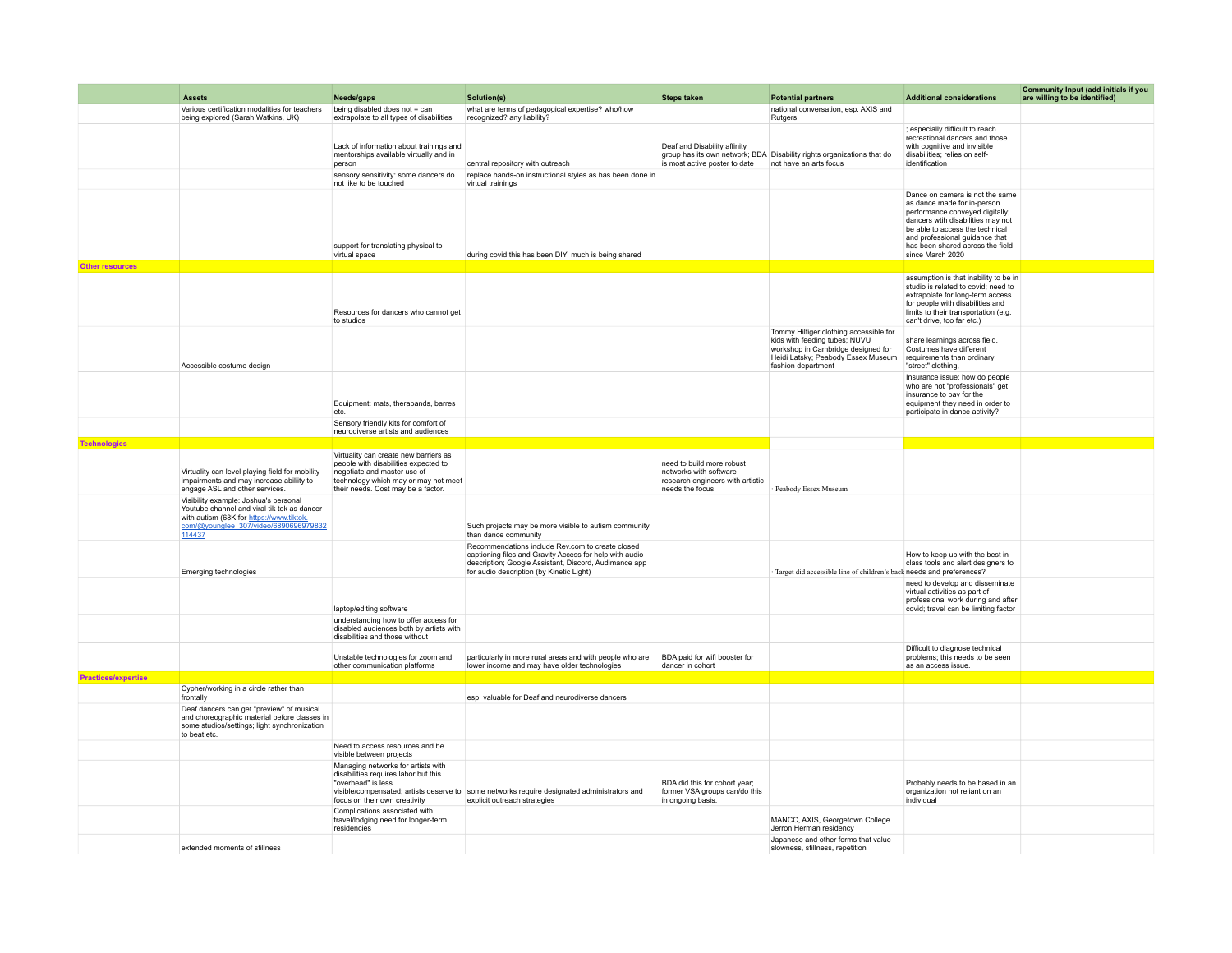| | Assets | Needs/gaps | Solution(s) | Steps taken | Potential partners | Additional considerations | Community Input (add initials if you are willing to be identified) |
|---|---|---|---|---|---|---|---|
| | Various certification modalities for teachers being explored (Sarah Watkins, UK) | being disabled does not = can extrapolate to all types of disabilities | what are terms of pedagogical expertise? who/how recognized? any liability? | | national conversation, esp. AXIS and Rutgers | | |
| | | Lack of information about trainings and mentorships available virtually and in person | central repository with outreach | Deaf and Disability affinity group has its own network; BDA is most active poster to date | Disability rights organizations that do not have an arts focus | ; especially difficult to reach recreational dancers and those with cognitive and invisible disabilities; relies on self-identification | |
| | | sensory sensitivity: some dancers do not like to be touched | replace hands-on instructional styles as has been done in virtual trainings | | | | |
| | | support for translating physical to virtual space | during covid this has been DIY; much is being shared | | | Dance on camera is not the same as dance made for in-person performance conveyed digitally; dancers wtih disabilities may not be able to access the technical and professional guidance that has been shared across the field since March 2020 | |
| **Other resources** | | | | | | | |
| | | Resources for dancers who cannot get to studios | | | | assumption is that inability to be in studio is related to covid; need to extrapolate for long-term access for people with disabilities and limits to their transportation (e.g. can't drive, too far etc.) | |
| | Accessible costume design | | | | Tommy Hilfiger clothing accessible for kids with feeding tubes; NUVU workshop in Cambridge designed for Heidi Latsky; Peabody Essex Museum fashion department | share learnings across field. Costumes have different requirements than ordinary "street" clothing, | |
| | | Equipment: mats, therabands, barres etc. | | | | Insurance issue: how do people who are not "professionals" get insurance to pay for the equipment they need in order to participate in dance activity? | |
| | | Sensory friendly kits for comfort of neurodiverse artists and audiences | | | | | |
| **Technologies** | | | | | | | |
| | Virtuality can level playing field for mobility impairments and may increase abiility to engage ASL and other services. | Virtuality can create new barriers as people with disabilities expected to negotiate and master use of technology which may or may not meet their needs. Cost may be a factor. | | need to build more robust networks with software research engineers with artistic needs the focus | Peabody Essex Museum | | |
| | Visibility example: Joshua's personal Youtube channel and viral tik tok as dancer with autism (68K for https://www.tiktok.com/@younglee_307/video/6890696979832114437 | | Such projects may be more visible to autism community than dance community | | | | |
| | Emerging technologies | | Recommendations include Rev.com to create closed captioning files and Gravity Access for help with audio description; Google Assistant, Discord, Audimance app for audio description (by Kinetic Light) | | Target did accessible line of children's back | How to keep up with the best in class tools and alert designers to needs and preferences? | |
| | | laptop/editing software | | | | need to develop and disseminate virtual activities as part of professional work during and after covid; travel can be limiting factor | |
| | | understanding how to offer access for disabled audiences both by artists with disabilities and those without | | | | | |
| | | Unstable technologies for zoom and other communication platforms | particularly in more rural areas and with people who are lower income and may have older technologies | BDA paid for wifi booster for dancer in cohort | | Difficult to diagnose technical problems; this needs to be seen as an access issue. | |
| **Practices/expertise** | | | | | | | |
| | Cypher/working in a circle rather than frontally | | esp. valuable for Deaf and neurodiverse dancers | | | | |
| | Deaf dancers can get "preview" of musical and choreographic material before classes in some studios/settings; light synchronization to beat etc. | | | | | | |
| | | Need to access resources and be visible between projects | | | | | |
| | | Managing networks for artists with disabilities requires labor but this "overhead" is less visible/compensated; artists deserve to focus on their own creativity | some networks require designated administrators and explicit outreach strategies | BDA did this for cohort year; former VSA groups can/do this in ongoing basis. | | Probably needs to be based in an organization not reliant on an individual | |
| | | Complications associated with travel/lodging need for longer-term residencies | | | MANCC, AXIS, Georgetown College Jerron Herman residency | | |
| | extended moments of stillness | | | | Japanese and other forms that value slowness, stillness, repetition | | |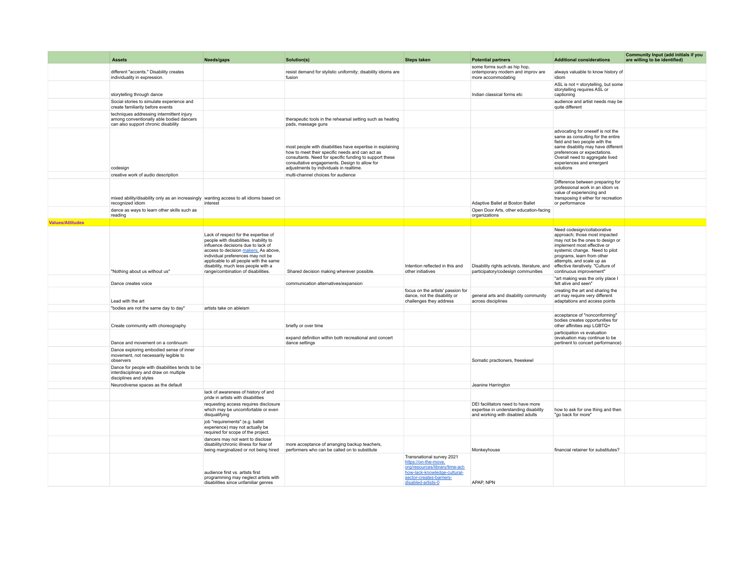| | Assets | Needs/gaps | Solution(s) | Steps taken | Potential partners | Additional considerations | Community Input (add initials if you are willing to be identified) |
|---|---|---|---|---|---|---|---|
| | different "accents." Disability creates individuality in expression. | | resist demand for stylistic uniformity; disability idioms are fusion | | some forms such as hip hop, ontemporary modern and improv are more accommodating | always valuable to know history of idiom | |
| | storytelling through dance | | | | Indian classical forms etc | ASL is not = storytelling, but some storytelling requires ASL or captioning | |
| | Social stories to simulate experience and create familiarity before events | | | | | audience and artist needs may be quite different | |
| | techniques addressing intermittent injury among conventionally able bodied dancers can also support chronic disability | | therapeutic tools in the rehearsal setting such as heating pads, massage guns | | | | |
| | codesign | | most people with disabilities have expertise in explaining how to meet their specific needs and can act as consultants. Need for specific funding to support these consultative engagements. Design to allow for adjustments by individuals in realtime. | | | advocating for oneself is not the same as consulting for the entire field and two people with the same disability may have different preferences or expectations. Overall need to aggregate lived experiences and emergent solutions | |
| | creative work of audio description | | multi-channel choices for audience | | | | |
| | mixed ability/disability only as an increasingly recognized idiom | wanting access to all idioms based on interest | | | Adaptive Ballet at Boston Ballet | Difference between preparing for professional work in an idiom vs value of experiencing and transposing it either for recreation or performance | |
| | dance as ways to learn other skills such as reading | | | | Open Door Arts, other education-facing organizations | | |
| **Values/Attitudes** | | | | | | | |
| | "Nothing about us without us" | Lack of respect for the expertise of people with disabilities. Inability to influence decisions due to lack of access to decision makers. As above, individual preferences may not be applicable to all people with the same disability, much less people with a range/combination of disabilities. | Shared decision making wherever possible. | Intention reflected in this and other initiatives | Disability rights activists, literature, and participatory/codesign communities | Need codesign/collaborative approach; those most impacted may not be the ones to design or implement most effective or systemic change. Need to pilot programs, learn from other attempts, and scale up as effective iteratively. "Culture of continuous improvement" | |
| | Dance creates voice | | communication alternatives/expansion | | | "art making was the only place I felt alive and seen" | |
| | Lead with the art | | | focus on the artists' passion for dance, not the disability or challenges they address | general arts and disability community across disciplines | creating the art and sharing the art may require very different adaptations and access points | |
| | "bodies are not the same day to day" | artists take on ableism | | | | | |
| | Create community with choreography | | briefly or over time | | | acceptance of "nonconforming" bodies creates opportunities for other affinities esp LGBTQ+ | |
| | Dance and movement on a continuum | | expand definition within both recreational and concert dance settings | | | participation vs evaluation (evaluation may continue to be pertinent to concert performance) | |
| | Dance exploring embodied sense of inner movement, not necessarily legible to observers | | | | Somatic practioners, freeskewl | | |
| | Dance for people with disabilities tends to be interdisciplinary and draw on multiple disciplines and styles | | | | | | |
| | Neurodiverse spaces as the default | | | | Jeanine Harrington | | |
| | | lack of awareness of history of and pride in artists with disabilities | | | | | |
| | | requesting access requires disclosure which may be uncomfortable or even disqualifying | | | DEI facilitators need to have more expertise in understanding disability and working with disabled adults | how to ask for one thing and then "go back for more" | |
| | | job "requirements" (e.g. ballet experience) may not actually be required for scope of the project. | | | | | |
| | | dancers may not want to disclose disability/chronic illness for fear of being marginalized or not being hired | more acceptance of arranging backup teachers, performers who can be called on to substitute | | Monkeyhouse | financial retainer for substitutes? | |
| | | audience first vs. artists first programming may neglect artists with disabilities since unfamiliar genres | | Transnational survey 2021 https://on-the-move.org/resources/library/time-act-how-lack-knowledge-cultural-sector-creates-barriers-disabled-artists-0 | APAP, NPN | | |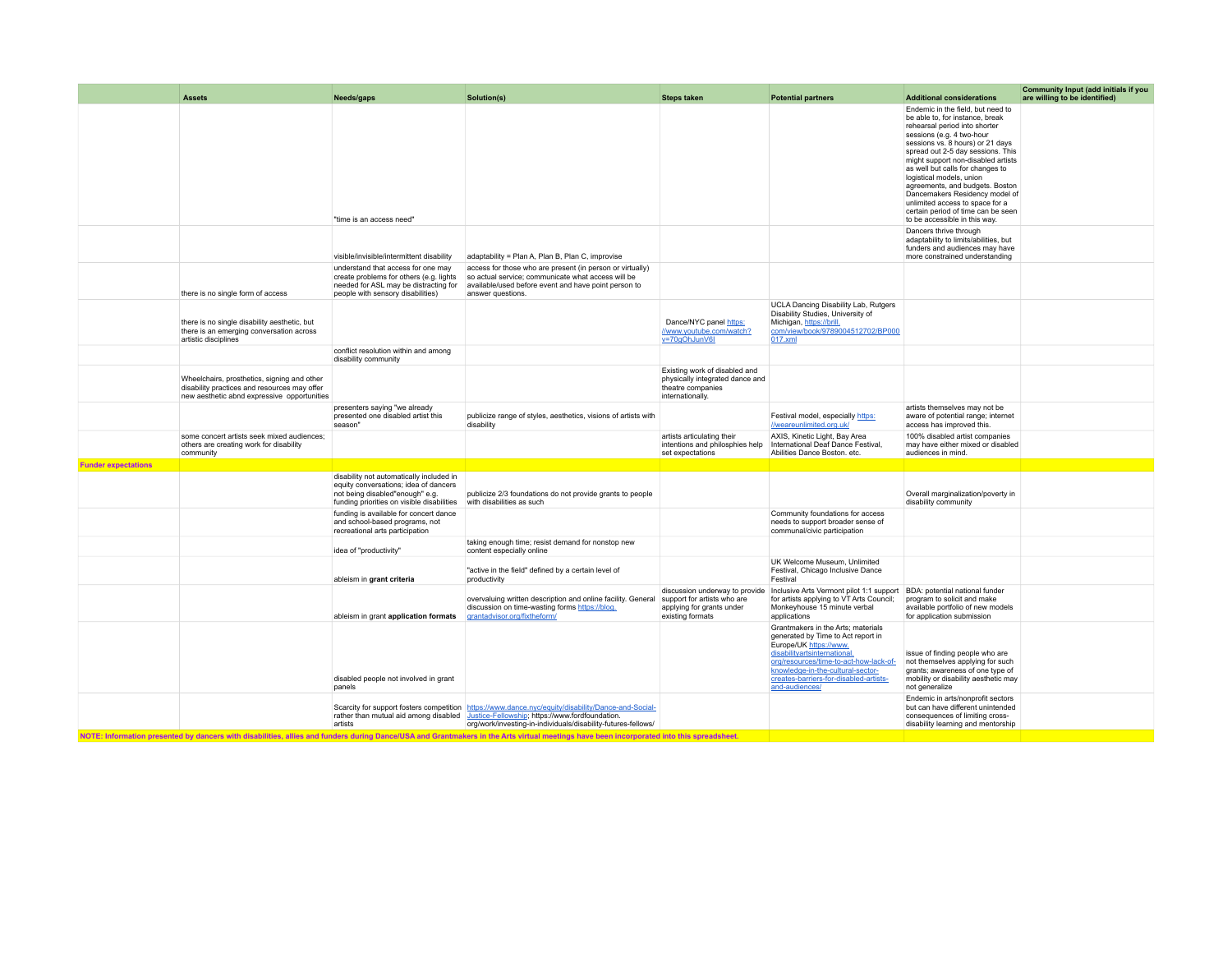| | Assets | Needs/gaps | Solution(s) | Steps taken | Potential partners | Additional considerations | Community Input (add initials if you are willing to be identified) |
|---|---|---|---|---|---|---|---|
| | | "time is an access need" | | | | Endemic in the field, but need to be able to, for instance, break rehearsal period into shorter sessions (e.g. 4 two-hour sessions vs. 8 hours) or 21 days spread out 2-5 day sessions. This might support non-disabled artists as well but calls for changes to logistical models, union agreements, and budgets. Boston Dancemakers Residency model of unlimited access to space for a certain period of time can be seen to be accessible in this way. | |
| | | visible/invisible/intermittent disability | adaptability = Plan A, Plan B, Plan C, improvise | | | Dancers thrive through adaptability to limits/abilities, but funders and audiences may have more constrained understanding | |
| | there is no single form of access | understand that access for one may create problems for others (e.g. lights needed for ASL may be distracting for people with sensory disabilities) | access for those who are present (in person or virtually) so actual service; communicate what access will be available/used before event and have point person to answer questions. | | | | |
| | there is no single disability aesthetic, but there is an emerging conversation across artistic disciplines | | | Dance/NYC panel https://www.youtube.com/watch?v=70gOhJunV6I | UCLA Dancing Disability Lab, Rutgers Disability Studies, University of Michigan, https://brill.com/view/book/9789004512702/BP000017.xml | | |
| | | conflict resolution within and among disability community | | | | | |
| | Wheelchairs, prosthetics, signing and other disability practices and resources may offer new aesthetic abnd expressive opportunities | | | Existing work of disabled and physically integrated dance and theatre companies internationally. | | | |
| | | presenters saying "we already presented one disabled artist this season" | publicize range of styles, aesthetics, visions of artists with disability | | Festival model, especially https://weareunlimited.org.uk/ | artists themselves may not be aware of potential range; internet access has improved this. | |
| | some concert artists seek mixed audiences; others are creating work for disability community | | | artists articulating their intentions and philosphies help set expectations | AXIS, Kinetic Light, Bay Area International Deaf Dance Festival, Abilities Dance Boston. etc. | 100% disabled artist companies may have either mixed or disabled audiences in mind. | |
| **Funder expectations** | | | | | | | |
| | | disability not automatically included in equity conversations; idea of dancers not being disabled"enough" e.g. funding priorities on visible disabilities | publicize 2/3 foundations do not provide grants to people with disabilities as such | | | Overall marginalization/poverty in disability community | |
| | | funding is available for concert dance and school-based programs, not recreational arts participation | | | Community foundations for access needs to support broader sense of communal/civic participation | | |
| | | idea of "productivity" | taking enough time; resist demand for nonstop new content especially online | | | | |
| | | ableism in **grant criteria** | "active in the field" defined by a certain level of productivity | | UK Welcome Museum, Unlimited Festival, Chicago Inclusive Dance Festival | | |
| | | ableism in grant **application formats** | overvaluing written description and online facility. General discussion on time-wasting forms https://blog.grantadvisor.org/fixtheform/ | discussion underway to provide support for artists who are applying for grants under existing formats | Inclusive Arts Vermont pilot 1:1 support for artists applying to VT Arts Council; Monkeyhouse 15 minute verbal applications | BDA: potential national funder program to solicit and make available portfolio of new models for application submission | |
| | | disabled people not involved in grant panels | | | Grantmakers in the Arts; materials generated by Time to Act report in Europe/UK https://www.disabilityartsinternational.org/resources/time-to-act-how-lack-of-knowledge-in-the-cultural-sector-creates-barriers-for-disabled-artists-and-audiences/ | issue of finding people who are not themselves applying for such grants; awareness of one type of mobility or disability aesthetic may not generalize | |
| | | Scarcity for support fosters competition rather than mutual aid among disabled artists | https://www.dance.nyc/equity/disability/Dance-and-Social-Justice-Fellowship; https://www.fordfoundation.org/work/investing-in-individuals/disability-futures-fellows/ | | | Endemic in arts/nonprofit sectors but can have different unintended consequences of limiting cross-disability learning and mentorship | |

**NOTE: Information presented by dancers with disabilities, allies and funders during Dance/USA and Grantmakers in the Arts virtual meetings have been incorporated into this spreadsheet.**